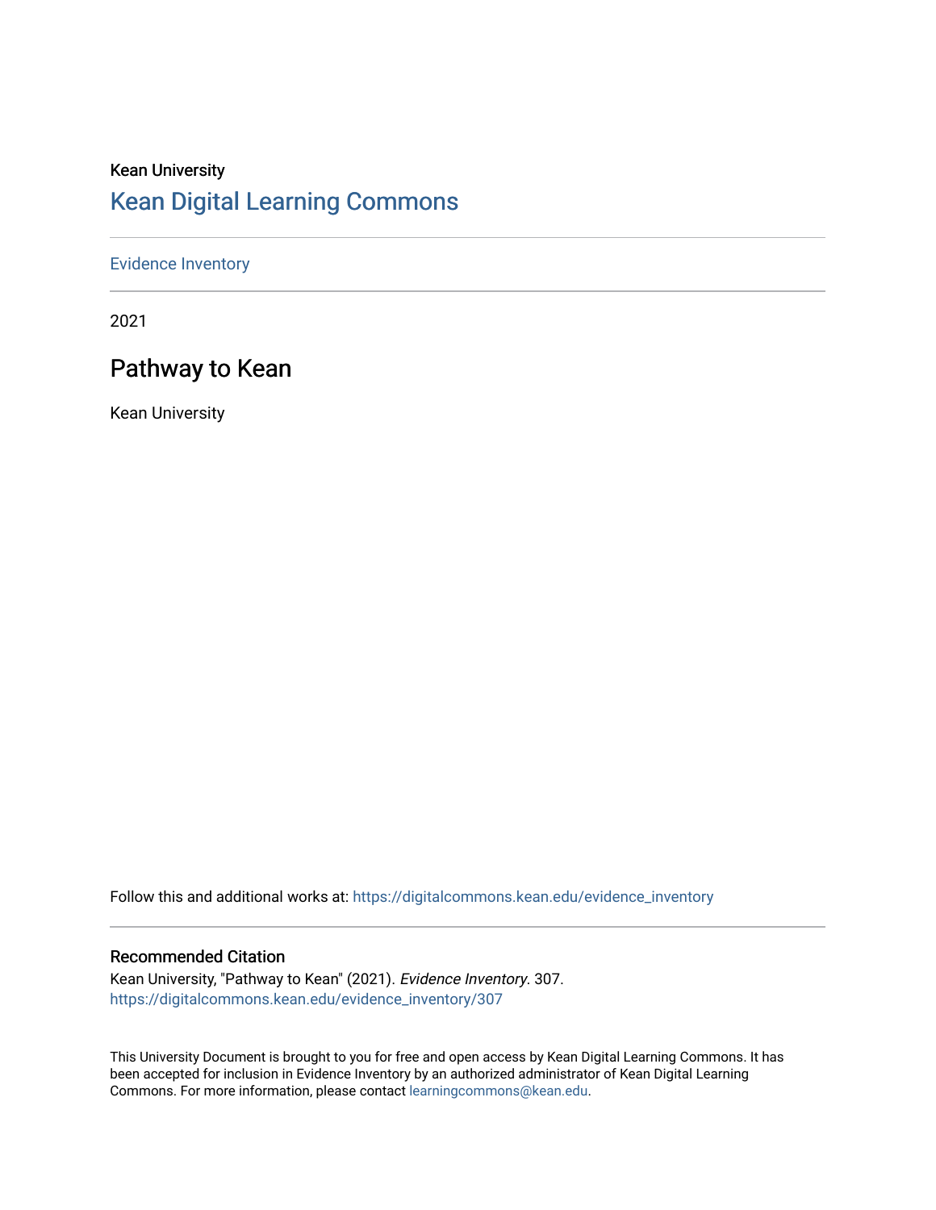Kean University

## Kean Digital Learning Commons

Evidence Inventory

2021

# Pathway to Kean

Kean University

Follow this and additional works at: https://digitalcommons.kean.edu/evidence_inventory

### Recommended Citation

Kean University, "Pathway to Kean" (2021). *Evidence Inventory*. 307.
https://digitalcommons.kean.edu/evidence_inventory/307

This University Document is brought to you for free and open access by Kean Digital Learning Commons. It has been accepted for inclusion in Evidence Inventory by an authorized administrator of Kean Digital Learning Commons. For more information, please contact learningcommons@kean.edu.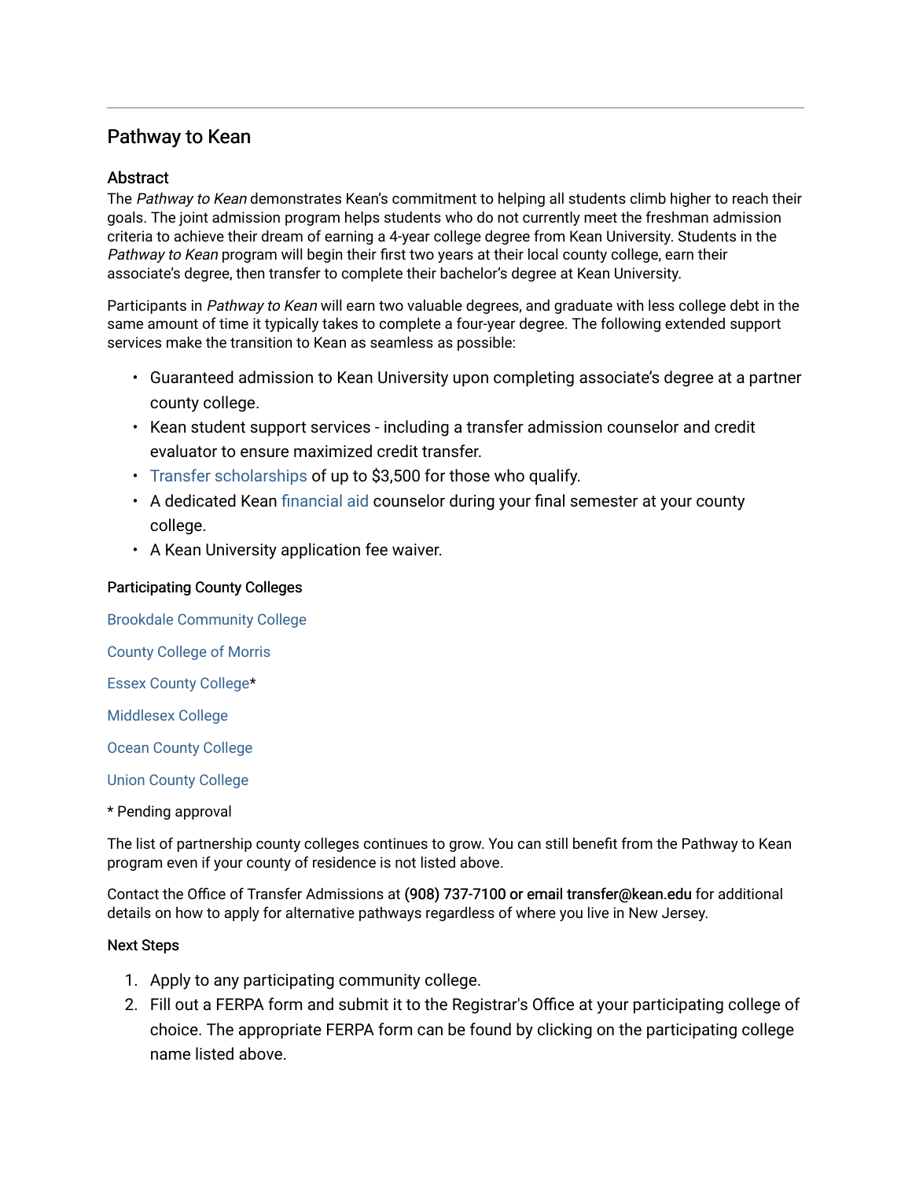## Pathway to Kean

### Abstract

The *Pathway to Kean* demonstrates Kean's commitment to helping all students climb higher to reach their goals. The joint admission program helps students who do not currently meet the freshman admission criteria to achieve their dream of earning a 4-year college degree from Kean University. Students in the *Pathway to Kean* program will begin their first two years at their local county college, earn their associate's degree, then transfer to complete their bachelor's degree at Kean University.

Participants in *Pathway to Kean* will earn two valuable degrees, and graduate with less college debt in the same amount of time it typically takes to complete a four-year degree. The following extended support services make the transition to Kean as seamless as possible:

- Guaranteed admission to Kean University upon completing associate's degree at a partner county college.
- Kean student support services - including a transfer admission counselor and credit evaluator to ensure maximized credit transfer.
- Transfer scholarships of up to $3,500 for those who qualify.
- A dedicated Kean financial aid counselor during your final semester at your county college.
- A Kean University application fee waiver.

### Participating County Colleges

Brookdale Community College

County College of Morris

Essex County College*

Middlesex College

Ocean County College

Union County College

* Pending approval

The list of partnership county colleges continues to grow. You can still benefit from the Pathway to Kean program even if your county of residence is not listed above.

Contact the Office of Transfer Admissions at (908) 737-7100 or email transfer@kean.edu for additional details on how to apply for alternative pathways regardless of where you live in New Jersey.

### Next Steps

1. Apply to any participating community college.
2. Fill out a FERPA form and submit it to the Registrar's Office at your participating college of choice. The appropriate FERPA form can be found by clicking on the participating college name listed above.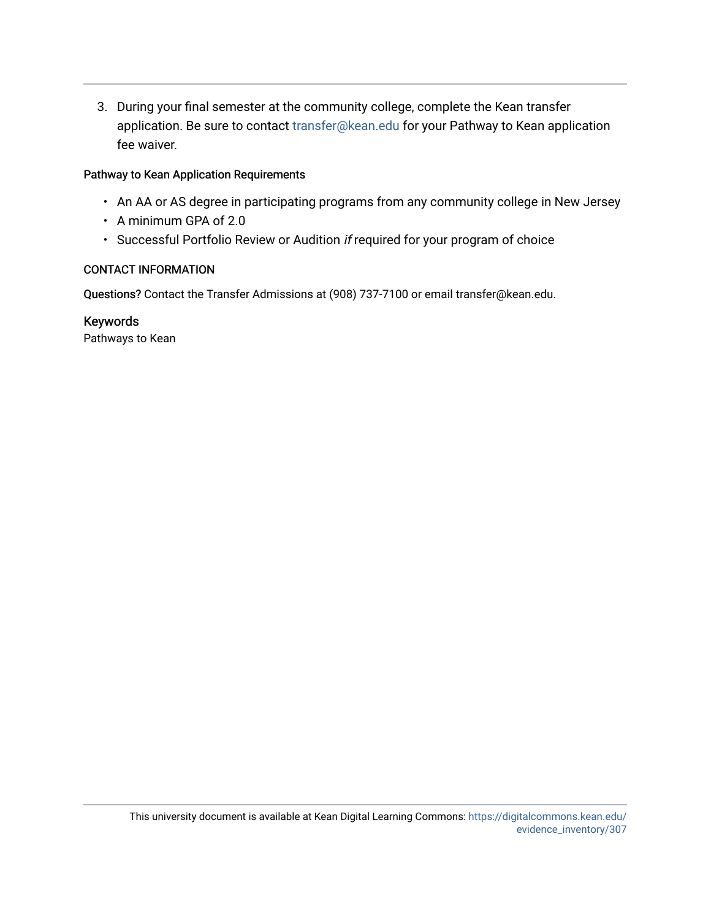3. During your final semester at the community college, complete the Kean transfer application. Be sure to contact transfer@kean.edu for your Pathway to Kean application fee waiver.

Pathway to Kean Application Requirements

- An AA or AS degree in participating programs from any community college in New Jersey
- A minimum GPA of 2.0
- Successful Portfolio Review or Audition *if* required for your program of choice

CONTACT INFORMATION

**Questions?** Contact the Transfer Admissions at (908) 737-7100 or email transfer@kean.edu.

## Keywords

Pathways to Kean

This university document is available at Kean Digital Learning Commons: https://digitalcommons.kean.edu/evidence_inventory/307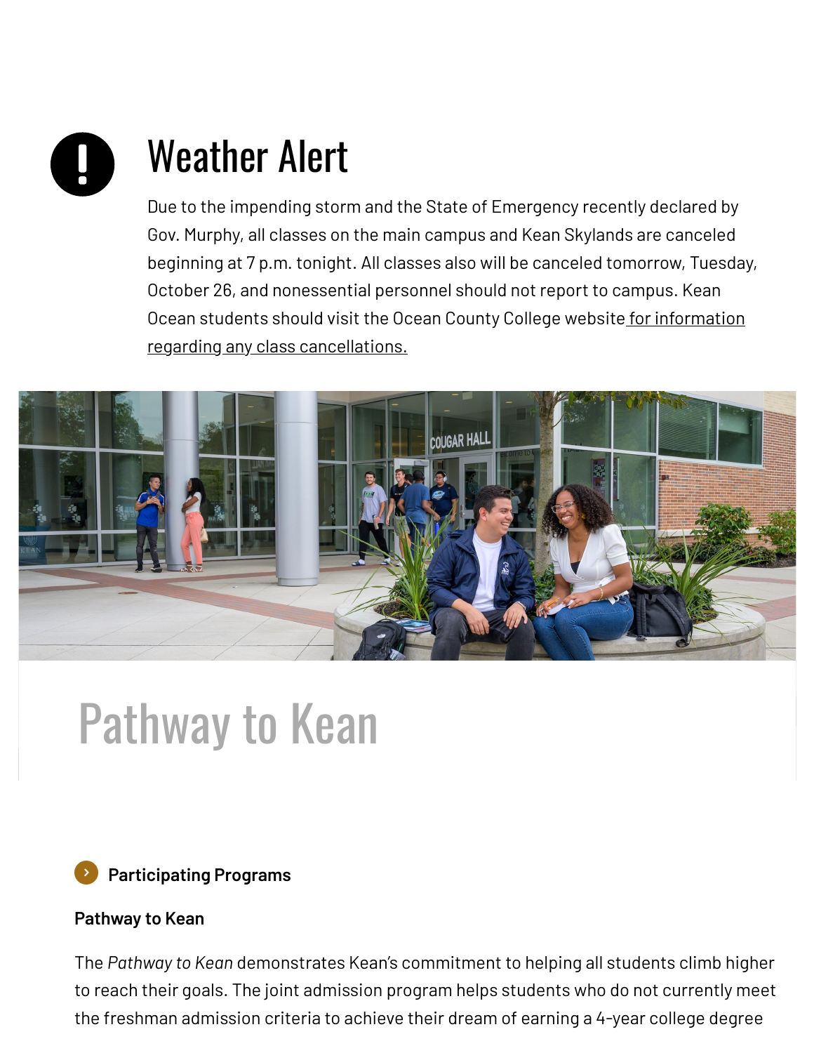# Weather Alert

Due to the impending storm and the State of Emergency recently declared by Gov. Murphy, all classes on the main campus and Kean Skylands are canceled beginning at 7 p.m. tonight. All classes also will be canceled tomorrow, Tuesday, October 26, and nonessential personnel should not report to campus. Kean Ocean students should visit the Ocean County College website for information regarding any class cancellations.

# Pathway to Kean

**Participating Programs**

**Pathway to Kean**

The *Pathway to Kean* demonstrates Kean's commitment to helping all students climb higher to reach their goals. The joint admission program helps students who do not currently meet the freshman admission criteria to achieve their dream of earning a 4-year college degree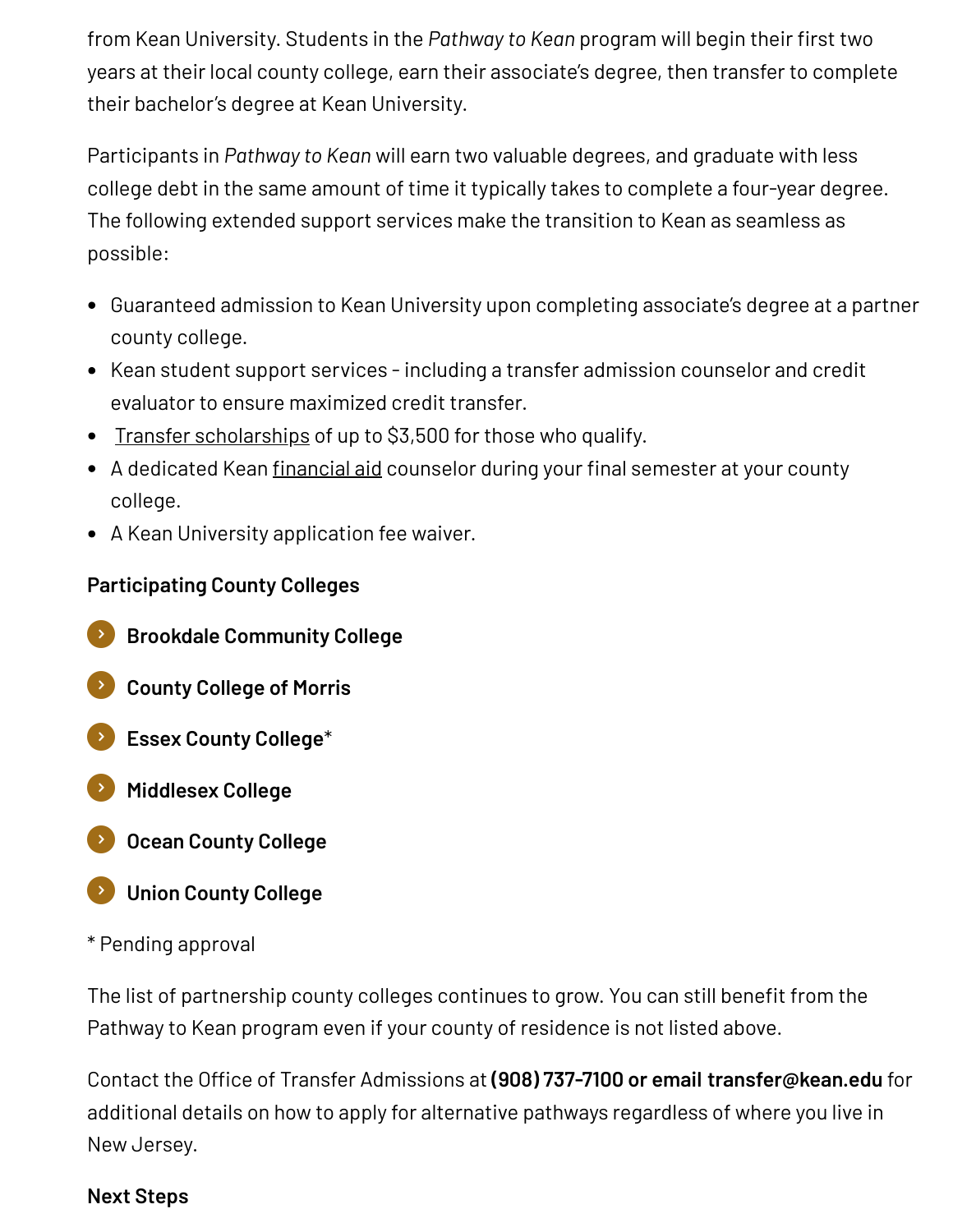from Kean University. Students in the *Pathway to Kean* program will begin their first two years at their local county college, earn their associate's degree, then transfer to complete their bachelor's degree at Kean University.

Participants in *Pathway to Kean* will earn two valuable degrees, and graduate with less college debt in the same amount of time it typically takes to complete a four-year degree. The following extended support services make the transition to Kean as seamless as possible:

- Guaranteed admission to Kean University upon completing associate's degree at a partner county college.
- Kean student support services - including a transfer admission counselor and credit evaluator to ensure maximized credit transfer.
- Transfer scholarships of up to $3,500 for those who qualify.
- A dedicated Kean financial aid counselor during your final semester at your county college.
- A Kean University application fee waiver.

**Participating County Colleges**

- **Brookdale Community College**
- **County College of Morris**
- **Essex County College***
- **Middlesex College**
- **Ocean County College**
- **Union County College**

* Pending approval

The list of partnership county colleges continues to grow. You can still benefit from the Pathway to Kean program even if your county of residence is not listed above.

Contact the Office of Transfer Admissions at **(908) 737-7100 or email transfer@kean.edu** for additional details on how to apply for alternative pathways regardless of where you live in New Jersey.

**Next Steps**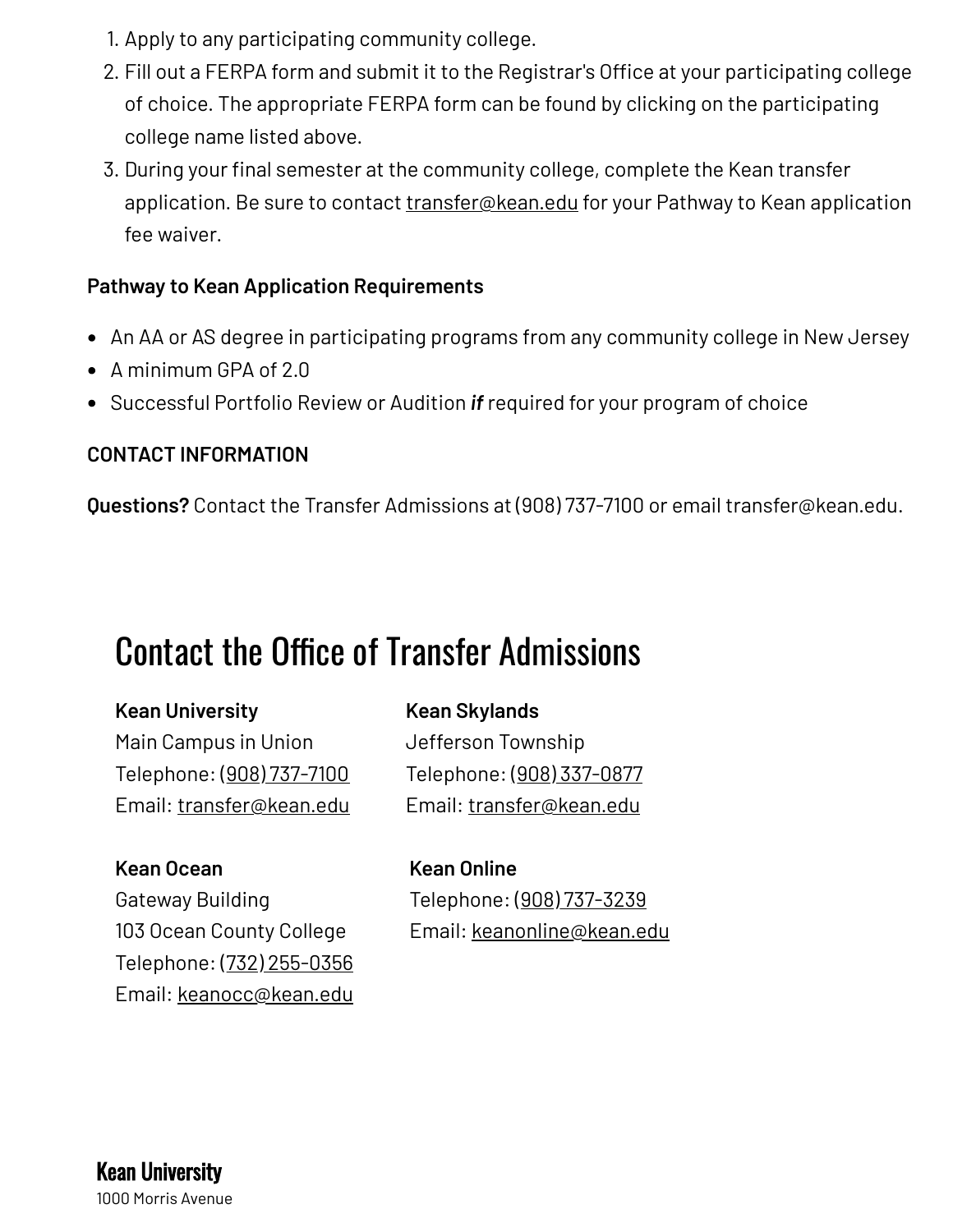1. Apply to any participating community college.
2. Fill out a FERPA form and submit it to the Registrar's Office at your participating college of choice. The appropriate FERPA form can be found by clicking on the participating college name listed above.
3. During your final semester at the community college, complete the Kean transfer application. Be sure to contact transfer@kean.edu for your Pathway to Kean application fee waiver.

**Pathway to Kean Application Requirements**

- An AA or AS degree in participating programs from any community college in New Jersey
- A minimum GPA of 2.0
- Successful Portfolio Review or Audition ***if*** required for your program of choice

**CONTACT INFORMATION**

**Questions?** Contact the Transfer Admissions at (908) 737-7100 or email transfer@kean.edu.

# Contact the Office of Transfer Admissions

**Kean University**
Main Campus in Union
Telephone: (908) 737-7100
Email: transfer@kean.edu

**Kean Skylands**
Jefferson Township
Telephone: (908) 337-0877
Email: transfer@kean.edu

**Kean Ocean**
Gateway Building
103 Ocean County College
Telephone: (732) 255-0356
Email: keanocc@kean.edu

**Kean Online**
Telephone: (908) 737-3239
Email: keanonline@kean.edu

**Kean University**
1000 Morris Avenue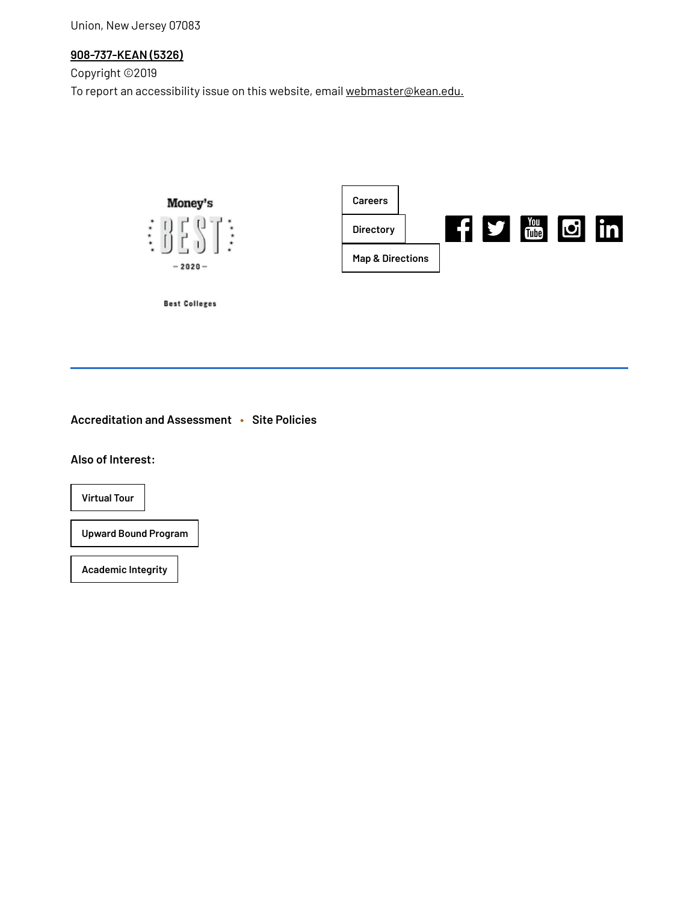Union, New Jersey 07083

908-737-KEAN (5326)
Copyright ©2019
To report an accessibility issue on this website, email webmaster@kean.edu.

Money's BEST 2020 Best Colleges

Careers

Directory

Map & Directions

Accreditation and Assessment • Site Policies

**Also of Interest:**

Virtual Tour

Upward Bound Program

Academic Integrity